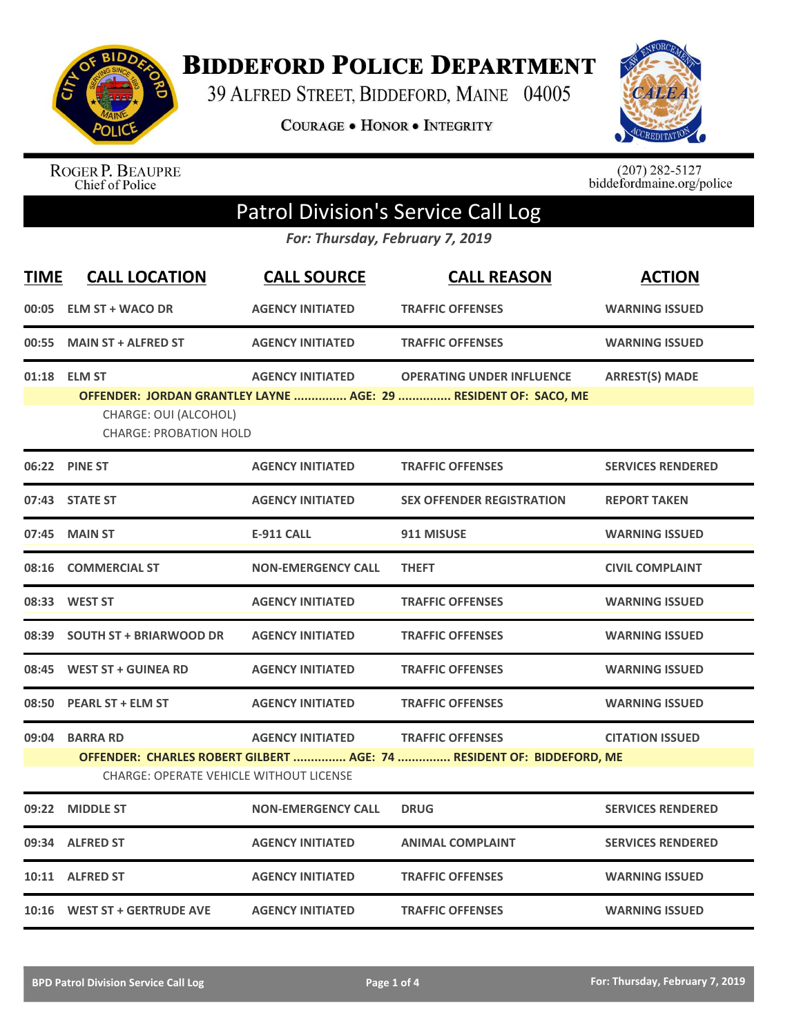# BIDDEFORD POLICE DEPARTMENT

39 ALFRED STREET, BIDDEFORD, MAINE 04005

COURAGE • HONOR • INTEGRITY

ROGER P. BEAUPRE
Chief of Police

(207) 282-5127
biddefordmaine.org/police

## Patrol Division's Service Call Log

*For: Thursday, February 7, 2019*

| TIME | CALL LOCATION | CALL SOURCE | CALL REASON | ACTION |
|---|---|---|---|---|
| 00:05 | ELM ST + WACO DR | AGENCY INITIATED | TRAFFIC OFFENSES | WARNING ISSUED |
| 00:55 | MAIN ST + ALFRED ST | AGENCY INITIATED | TRAFFIC OFFENSES | WARNING ISSUED |
| 01:18 | ELM ST | AGENCY INITIATED | OPERATING UNDER INFLUENCE | ARREST(S) MADE |

**OFFENDER: JORDAN GRANTLEY LAYNE ............... AGE: 29 ............... RESIDENT OF: SACO, ME**

CHARGE: OUI (ALCOHOL)
CHARGE: PROBATION HOLD

| TIME | CALL LOCATION | CALL SOURCE | CALL REASON | ACTION |
|---|---|---|---|---|
| 06:22 | PINE ST | AGENCY INITIATED | TRAFFIC OFFENSES | SERVICES RENDERED |
| 07:43 | STATE ST | AGENCY INITIATED | SEX OFFENDER REGISTRATION | REPORT TAKEN |
| 07:45 | MAIN ST | E-911 CALL | 911 MISUSE | WARNING ISSUED |
| 08:16 | COMMERCIAL ST | NON-EMERGENCY CALL | THEFT | CIVIL COMPLAINT |
| 08:33 | WEST ST | AGENCY INITIATED | TRAFFIC OFFENSES | WARNING ISSUED |
| 08:39 | SOUTH ST + BRIARWOOD DR | AGENCY INITIATED | TRAFFIC OFFENSES | WARNING ISSUED |
| 08:45 | WEST ST + GUINEA RD | AGENCY INITIATED | TRAFFIC OFFENSES | WARNING ISSUED |
| 08:50 | PEARL ST + ELM ST | AGENCY INITIATED | TRAFFIC OFFENSES | WARNING ISSUED |
| 09:04 | BARRA RD | AGENCY INITIATED | TRAFFIC OFFENSES | CITATION ISSUED |

**OFFENDER: CHARLES ROBERT GILBERT ............... AGE: 74 ............... RESIDENT OF: BIDDEFORD, ME**

CHARGE: OPERATE VEHICLE WITHOUT LICENSE

| TIME | CALL LOCATION | CALL SOURCE | CALL REASON | ACTION |
|---|---|---|---|---|
| 09:22 | MIDDLE ST | NON-EMERGENCY CALL | DRUG | SERVICES RENDERED |
| 09:34 | ALFRED ST | AGENCY INITIATED | ANIMAL COMPLAINT | SERVICES RENDERED |
| 10:11 | ALFRED ST | AGENCY INITIATED | TRAFFIC OFFENSES | WARNING ISSUED |
| 10:16 | WEST ST + GERTRUDE AVE | AGENCY INITIATED | TRAFFIC OFFENSES | WARNING ISSUED |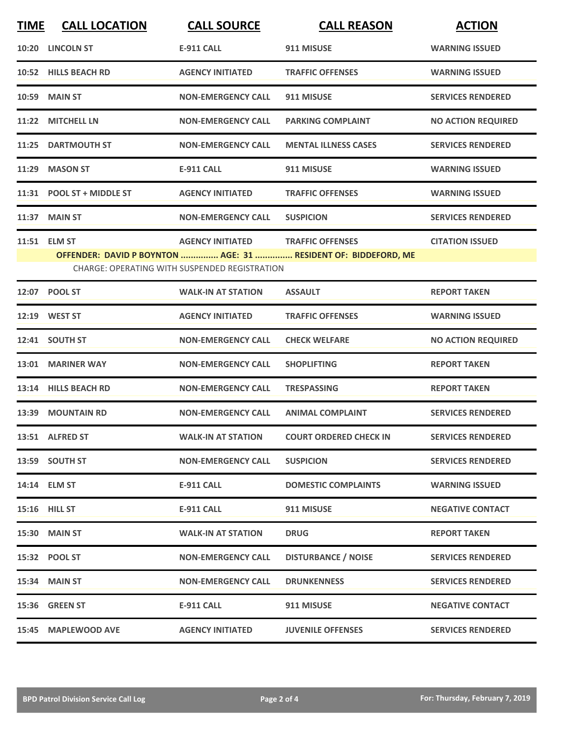| TIME | CALL LOCATION | CALL SOURCE | CALL REASON | ACTION |
|---|---|---|---|---|
| 10:20 | LINCOLN ST | E-911 CALL | 911 MISUSE | WARNING ISSUED |
| 10:52 | HILLS BEACH RD | AGENCY INITIATED | TRAFFIC OFFENSES | WARNING ISSUED |
| 10:59 | MAIN ST | NON-EMERGENCY CALL | 911 MISUSE | SERVICES RENDERED |
| 11:22 | MITCHELL LN | NON-EMERGENCY CALL | PARKING COMPLAINT | NO ACTION REQUIRED |
| 11:25 | DARTMOUTH ST | NON-EMERGENCY CALL | MENTAL ILLNESS CASES | SERVICES RENDERED |
| 11:29 | MASON ST | E-911 CALL | 911 MISUSE | WARNING ISSUED |
| 11:31 | POOL ST + MIDDLE ST | AGENCY INITIATED | TRAFFIC OFFENSES | WARNING ISSUED |
| 11:37 | MAIN ST | NON-EMERGENCY CALL | SUSPICION | SERVICES RENDERED |
| 11:51 | ELM ST | AGENCY INITIATED | TRAFFIC OFFENSES | CITATION ISSUED |
| | **OFFENDER: DAVID P BOYNTON ............... AGE: 31 ............... RESIDENT OF: BIDDEFORD, ME** CHARGE: OPERATING WITH SUSPENDED REGISTRATION | | | |
| 12:07 | POOL ST | WALK-IN AT STATION | ASSAULT | REPORT TAKEN |
| 12:19 | WEST ST | AGENCY INITIATED | TRAFFIC OFFENSES | WARNING ISSUED |
| 12:41 | SOUTH ST | NON-EMERGENCY CALL | CHECK WELFARE | NO ACTION REQUIRED |
| 13:01 | MARINER WAY | NON-EMERGENCY CALL | SHOPLIFTING | REPORT TAKEN |
| 13:14 | HILLS BEACH RD | NON-EMERGENCY CALL | TRESPASSING | REPORT TAKEN |
| 13:39 | MOUNTAIN RD | NON-EMERGENCY CALL | ANIMAL COMPLAINT | SERVICES RENDERED |
| 13:51 | ALFRED ST | WALK-IN AT STATION | COURT ORDERED CHECK IN | SERVICES RENDERED |
| 13:59 | SOUTH ST | NON-EMERGENCY CALL | SUSPICION | SERVICES RENDERED |
| 14:14 | ELM ST | E-911 CALL | DOMESTIC COMPLAINTS | WARNING ISSUED |
| 15:16 | HILL ST | E-911 CALL | 911 MISUSE | NEGATIVE CONTACT |
| 15:30 | MAIN ST | WALK-IN AT STATION | DRUG | REPORT TAKEN |
| 15:32 | POOL ST | NON-EMERGENCY CALL | DISTURBANCE / NOISE | SERVICES RENDERED |
| 15:34 | MAIN ST | NON-EMERGENCY CALL | DRUNKENNESS | SERVICES RENDERED |
| 15:36 | GREEN ST | E-911 CALL | 911 MISUSE | NEGATIVE CONTACT |
| 15:45 | MAPLEWOOD AVE | AGENCY INITIATED | JUVENILE OFFENSES | SERVICES RENDERED |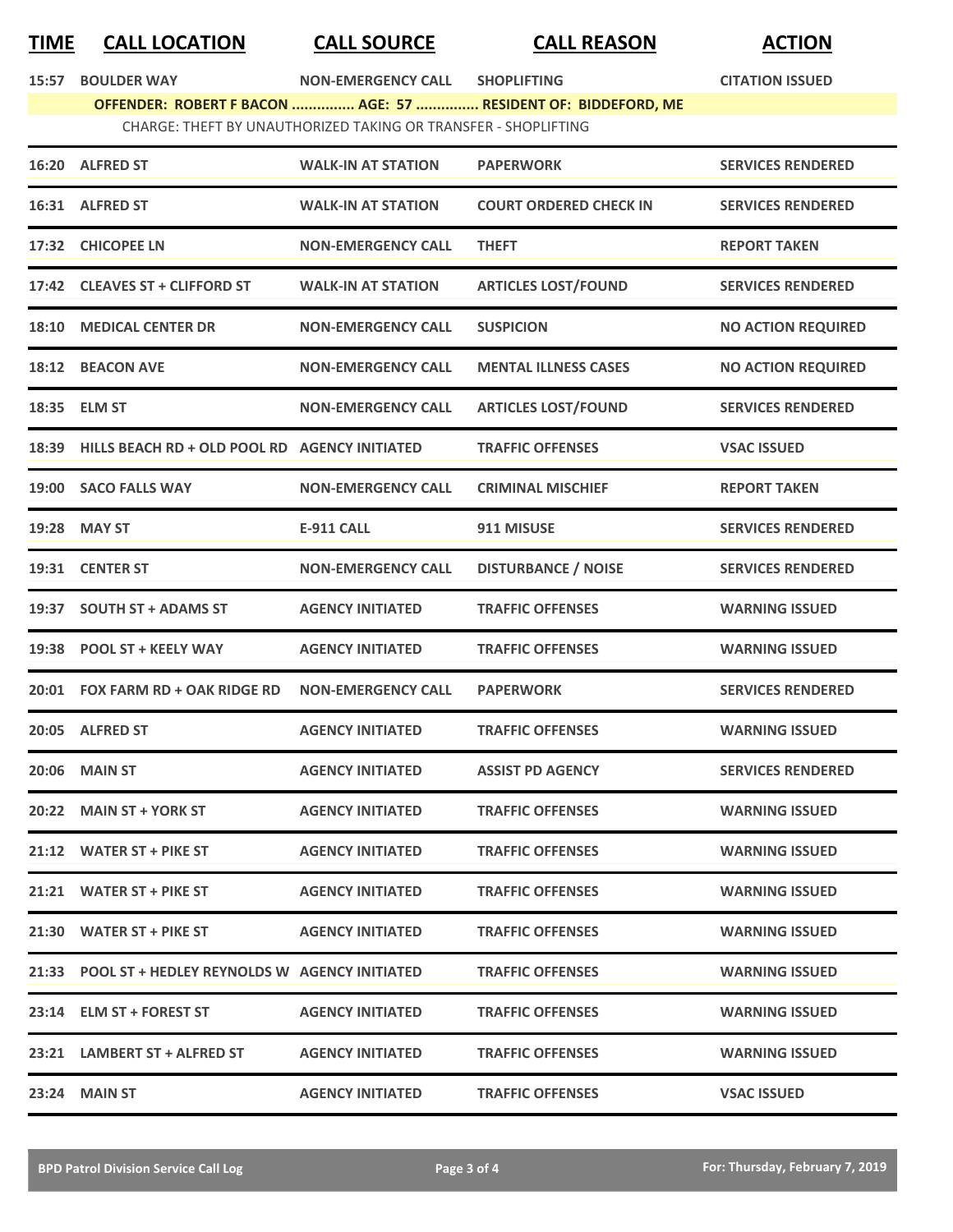| TIME | CALL LOCATION | CALL SOURCE | CALL REASON | ACTION |
|---|---|---|---|---|
| 15:57 | BOULDER WAY | NON-EMERGENCY CALL | SHOPLIFTING | CITATION ISSUED |
| | OFFENDER: ROBERT F BACON ............... AGE: 57 ............... RESIDENT OF: BIDDEFORD, ME | | | |
| | CHARGE: THEFT BY UNAUTHORIZED TAKING OR TRANSFER - SHOPLIFTING | | | |
| 16:20 | ALFRED ST | WALK-IN AT STATION | PAPERWORK | SERVICES RENDERED |
| 16:31 | ALFRED ST | WALK-IN AT STATION | COURT ORDERED CHECK IN | SERVICES RENDERED |
| 17:32 | CHICOPEE LN | NON-EMERGENCY CALL | THEFT | REPORT TAKEN |
| 17:42 | CLEAVES ST + CLIFFORD ST | WALK-IN AT STATION | ARTICLES LOST/FOUND | SERVICES RENDERED |
| 18:10 | MEDICAL CENTER DR | NON-EMERGENCY CALL | SUSPICION | NO ACTION REQUIRED |
| 18:12 | BEACON AVE | NON-EMERGENCY CALL | MENTAL ILLNESS CASES | NO ACTION REQUIRED |
| 18:35 | ELM ST | NON-EMERGENCY CALL | ARTICLES LOST/FOUND | SERVICES RENDERED |
| 18:39 | HILLS BEACH RD + OLD POOL RD | AGENCY INITIATED | TRAFFIC OFFENSES | VSAC ISSUED |
| 19:00 | SACO FALLS WAY | NON-EMERGENCY CALL | CRIMINAL MISCHIEF | REPORT TAKEN |
| 19:28 | MAY ST | E-911 CALL | 911 MISUSE | SERVICES RENDERED |
| 19:31 | CENTER ST | NON-EMERGENCY CALL | DISTURBANCE / NOISE | SERVICES RENDERED |
| 19:37 | SOUTH ST + ADAMS ST | AGENCY INITIATED | TRAFFIC OFFENSES | WARNING ISSUED |
| 19:38 | POOL ST + KEELY WAY | AGENCY INITIATED | TRAFFIC OFFENSES | WARNING ISSUED |
| 20:01 | FOX FARM RD + OAK RIDGE RD | NON-EMERGENCY CALL | PAPERWORK | SERVICES RENDERED |
| 20:05 | ALFRED ST | AGENCY INITIATED | TRAFFIC OFFENSES | WARNING ISSUED |
| 20:06 | MAIN ST | AGENCY INITIATED | ASSIST PD AGENCY | SERVICES RENDERED |
| 20:22 | MAIN ST + YORK ST | AGENCY INITIATED | TRAFFIC OFFENSES | WARNING ISSUED |
| 21:12 | WATER ST + PIKE ST | AGENCY INITIATED | TRAFFIC OFFENSES | WARNING ISSUED |
| 21:21 | WATER ST + PIKE ST | AGENCY INITIATED | TRAFFIC OFFENSES | WARNING ISSUED |
| 21:30 | WATER ST + PIKE ST | AGENCY INITIATED | TRAFFIC OFFENSES | WARNING ISSUED |
| 21:33 | POOL ST + HEDLEY REYNOLDS W | AGENCY INITIATED | TRAFFIC OFFENSES | WARNING ISSUED |
| 23:14 | ELM ST + FOREST ST | AGENCY INITIATED | TRAFFIC OFFENSES | WARNING ISSUED |
| 23:21 | LAMBERT ST + ALFRED ST | AGENCY INITIATED | TRAFFIC OFFENSES | WARNING ISSUED |
| 23:24 | MAIN ST | AGENCY INITIATED | TRAFFIC OFFENSES | VSAC ISSUED |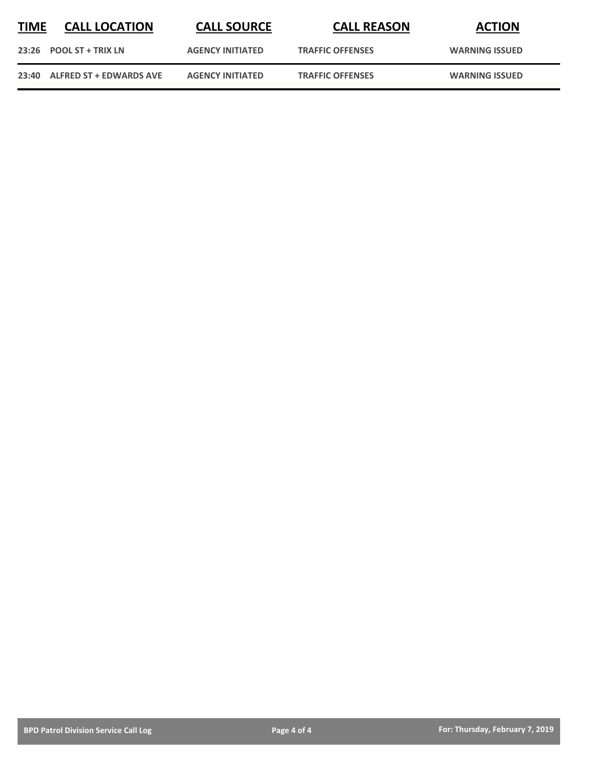| TIME | CALL LOCATION | CALL SOURCE | CALL REASON | ACTION |
|---|---|---|---|---|
| 23:26 | POOL ST + TRIX LN | AGENCY INITIATED | TRAFFIC OFFENSES | WARNING ISSUED |
| 23:40 | ALFRED ST + EDWARDS AVE | AGENCY INITIATED | TRAFFIC OFFENSES | WARNING ISSUED |